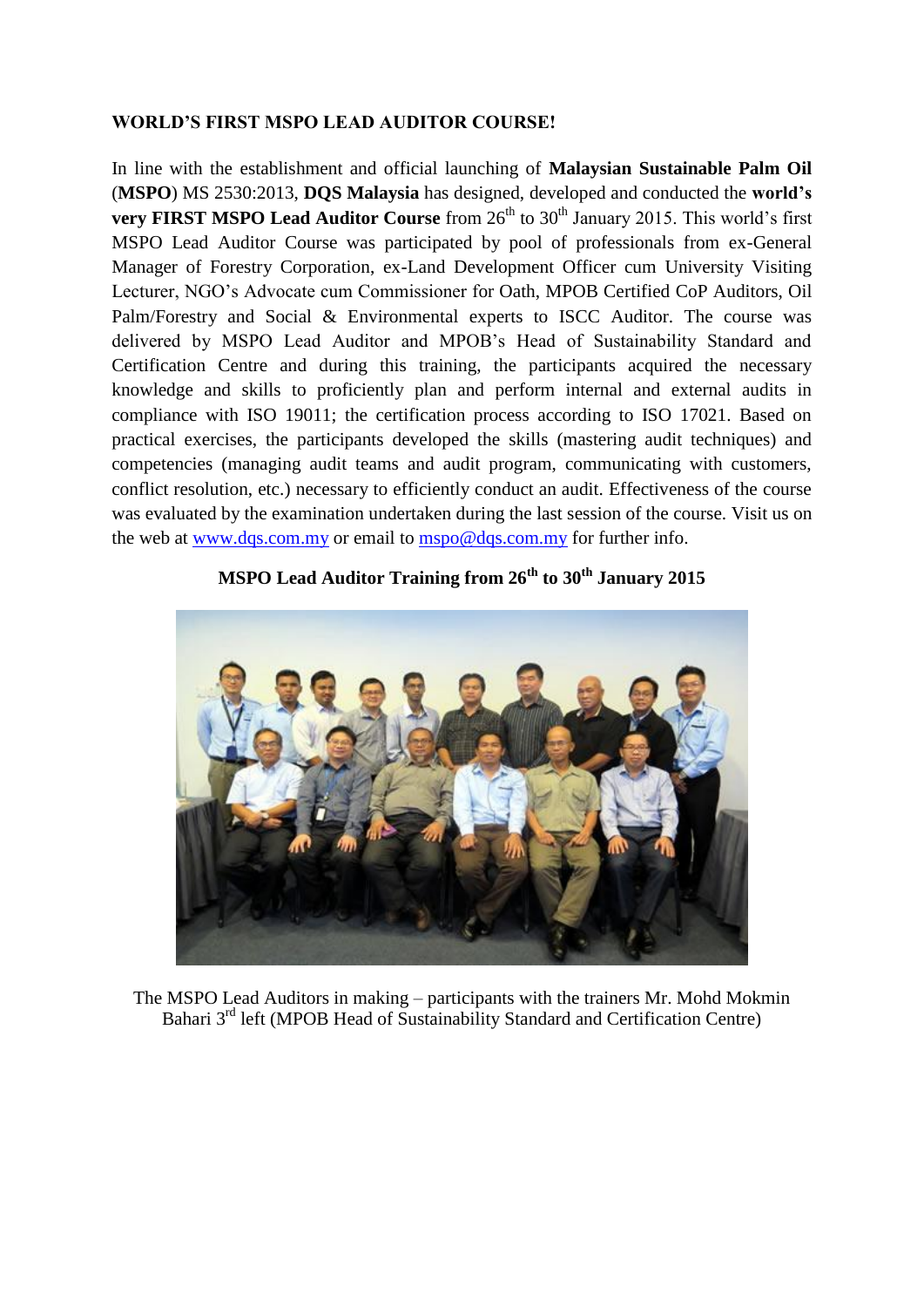**WORLD'S FIRST MSPO LEAD AUDITOR COURSE!**

In line with the establishment and official launching of **Malaysian Sustainable Palm Oil** (**MSPO**) MS 2530:2013, **DQS Malaysia** has designed, developed and conducted the **world's very FIRST MSPO Lead Auditor Course** from 26th to 30th January 2015. This world's first MSPO Lead Auditor Course was participated by pool of professionals from ex-General Manager of Forestry Corporation, ex-Land Development Officer cum University Visiting Lecturer, NGO's Advocate cum Commissioner for Oath, MPOB Certified CoP Auditors, Oil Palm/Forestry and Social & Environmental experts to ISCC Auditor. The course was delivered by MSPO Lead Auditor and MPOB's Head of Sustainability Standard and Certification Centre and during this training, the participants acquired the necessary knowledge and skills to proficiently plan and perform internal and external audits in compliance with ISO 19011; the certification process according to ISO 17021. Based on practical exercises, the participants developed the skills (mastering audit techniques) and competencies (managing audit teams and audit program, communicating with customers, conflict resolution, etc.) necessary to efficiently conduct an audit. Effectiveness of the course was evaluated by the examination undertaken during the last session of the course. Visit us on the web at [www.dqs.com.my](www.dqs.com.my) or email to [mspo@dqs.com.my](mailto:mspo@dqs.com.my) for further info.

**MSPO Lead Auditor Training from 26th to 30th January 2015**

The MSPO Lead Auditors in making – participants with the trainers Mr. Mohd Mokmin Bahari 3rd left (MPOB Head of Sustainability Standard and Certification Centre)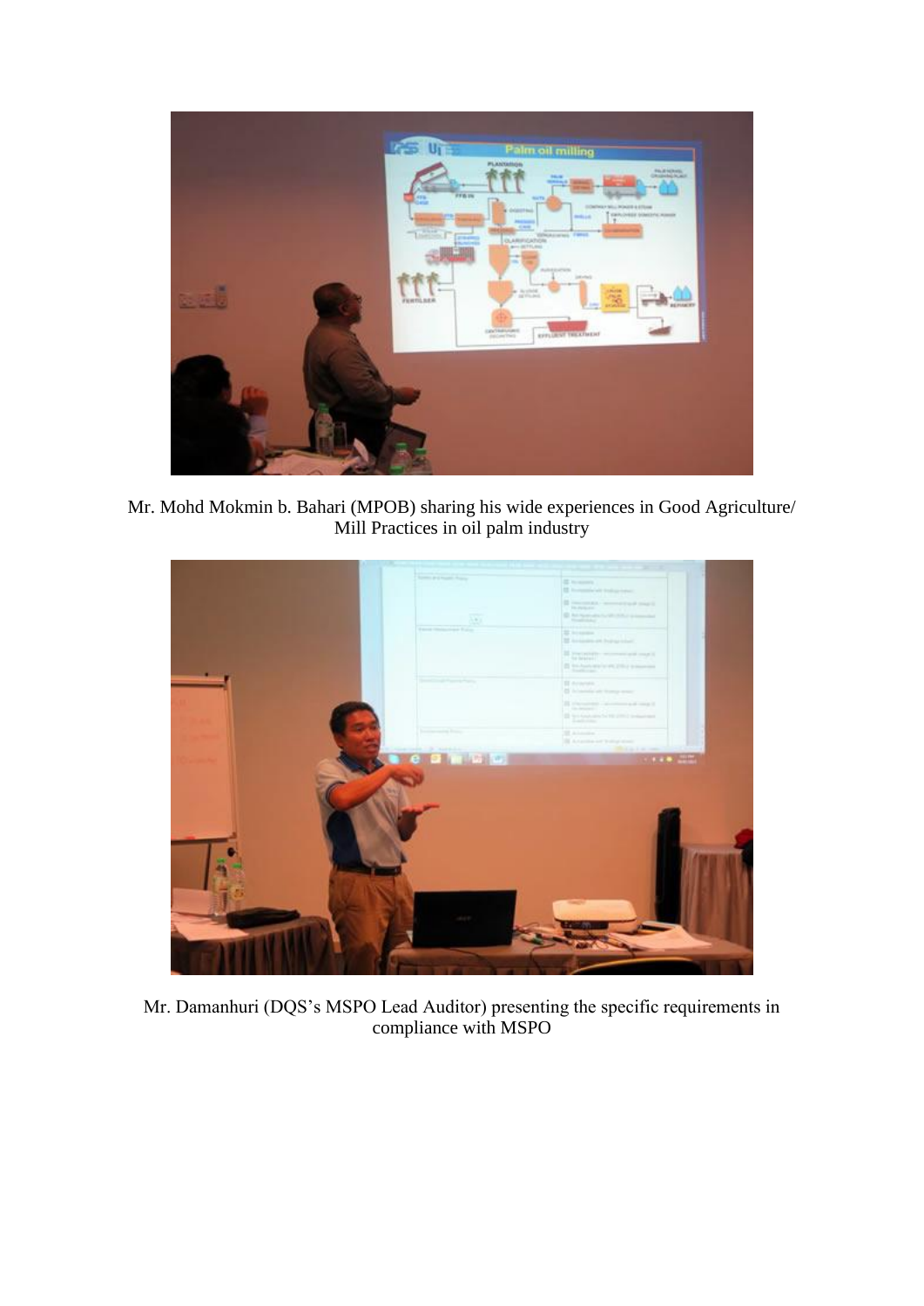Mr. Mohd Mokmin b. Bahari (MPOB) sharing his wide experiences in Good Agriculture/ Mill Practices in oil palm industry

Mr. Damanhuri (DQS's MSPO Lead Auditor) presenting the specific requirements in compliance with MSPO